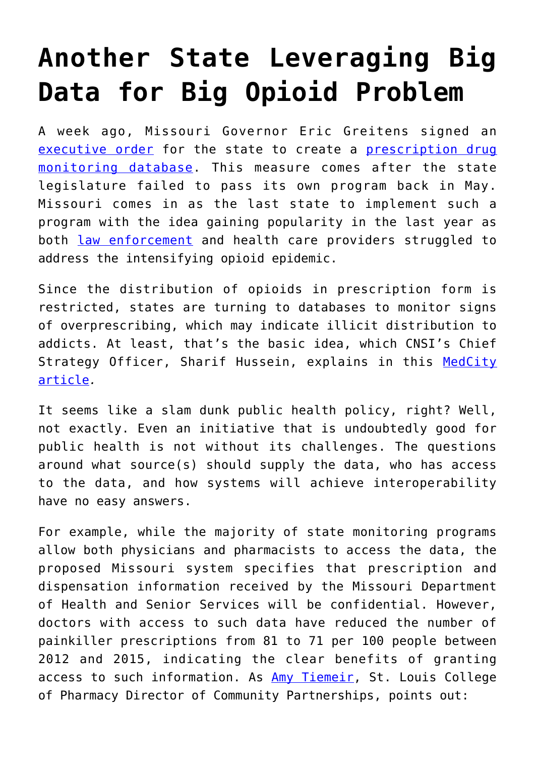# Another State Leveraging Big Data for Big Opioid Problem

A week ago, Missouri Governor Eric Greitens signed an executive order for the state to create a prescription drug monitoring database. This measure comes after the state legislature failed to pass its own program back in May. Missouri comes in as the last state to implement such a program with the idea gaining popularity in the last year as both law enforcement and health care providers struggled to address the intensifying opioid epidemic.

Since the distribution of opioids in prescription form is restricted, states are turning to databases to monitor signs of overprescribing, which may indicate illicit distribution to addicts. At least, that's the basic idea, which CNSI's Chief Strategy Officer, Sharif Hussein, explains in this MedCity article.

It seems like a slam dunk public health policy, right? Well, not exactly. Even an initiative that is undoubtedly good for public health is not without its challenges. The questions around what source(s) should supply the data, who has access to the data, and how systems will achieve interoperability have no easy answers.

For example, while the majority of state monitoring programs allow both physicians and pharmacists to access the data, the proposed Missouri system specifies that prescription and dispensation information received by the Missouri Department of Health and Senior Services will be confidential. However, doctors with access to such data have reduced the number of painkiller prescriptions from 81 to 71 per 100 people between 2012 and 2015, indicating the clear benefits of granting access to such information. As Amy Tiemeir, St. Louis College of Pharmacy Director of Community Partnerships, points out: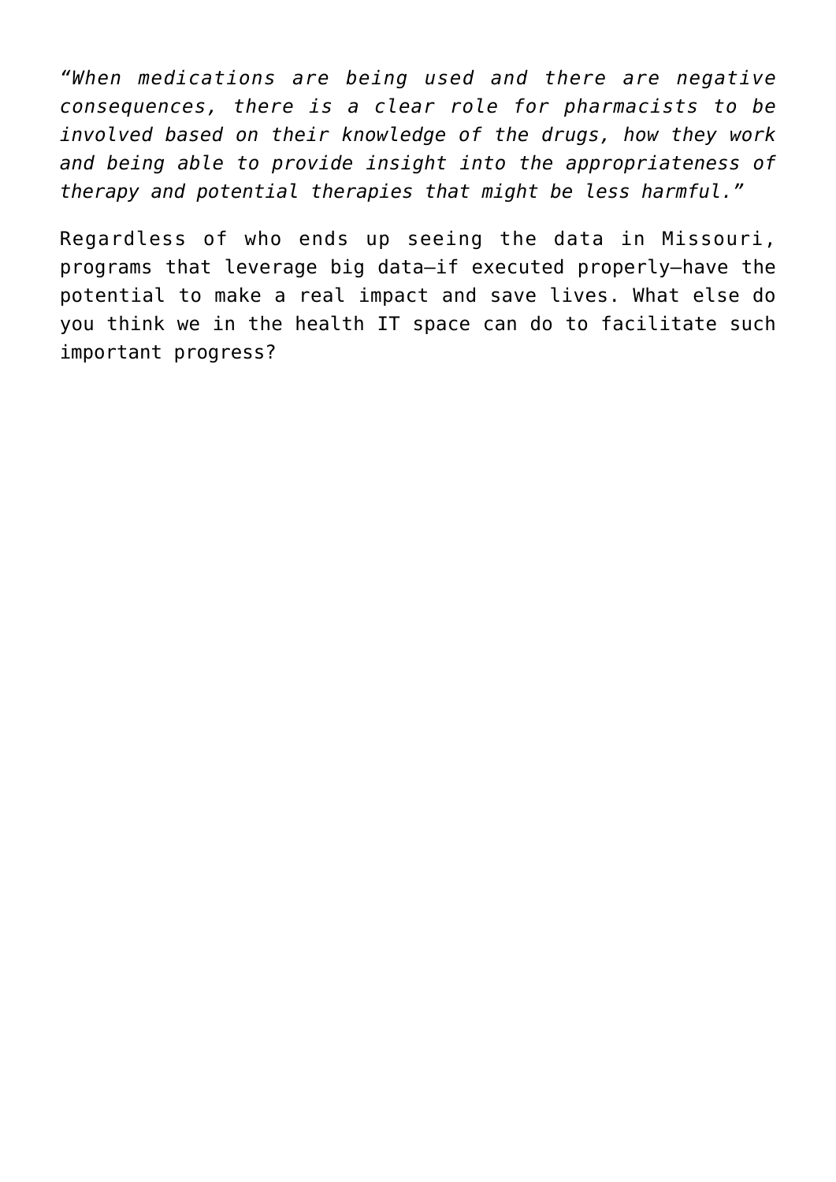*"When medications are being used and there are negative consequences, there is a clear role for pharmacists to be involved based on their knowledge of the drugs, how they work and being able to provide insight into the appropriateness of therapy and potential therapies that might be less harmful."*

Regardless of who ends up seeing the data in Missouri, programs that leverage big data—if executed properly—have the potential to make a real impact and save lives. What else do you think we in the health IT space can do to facilitate such important progress?